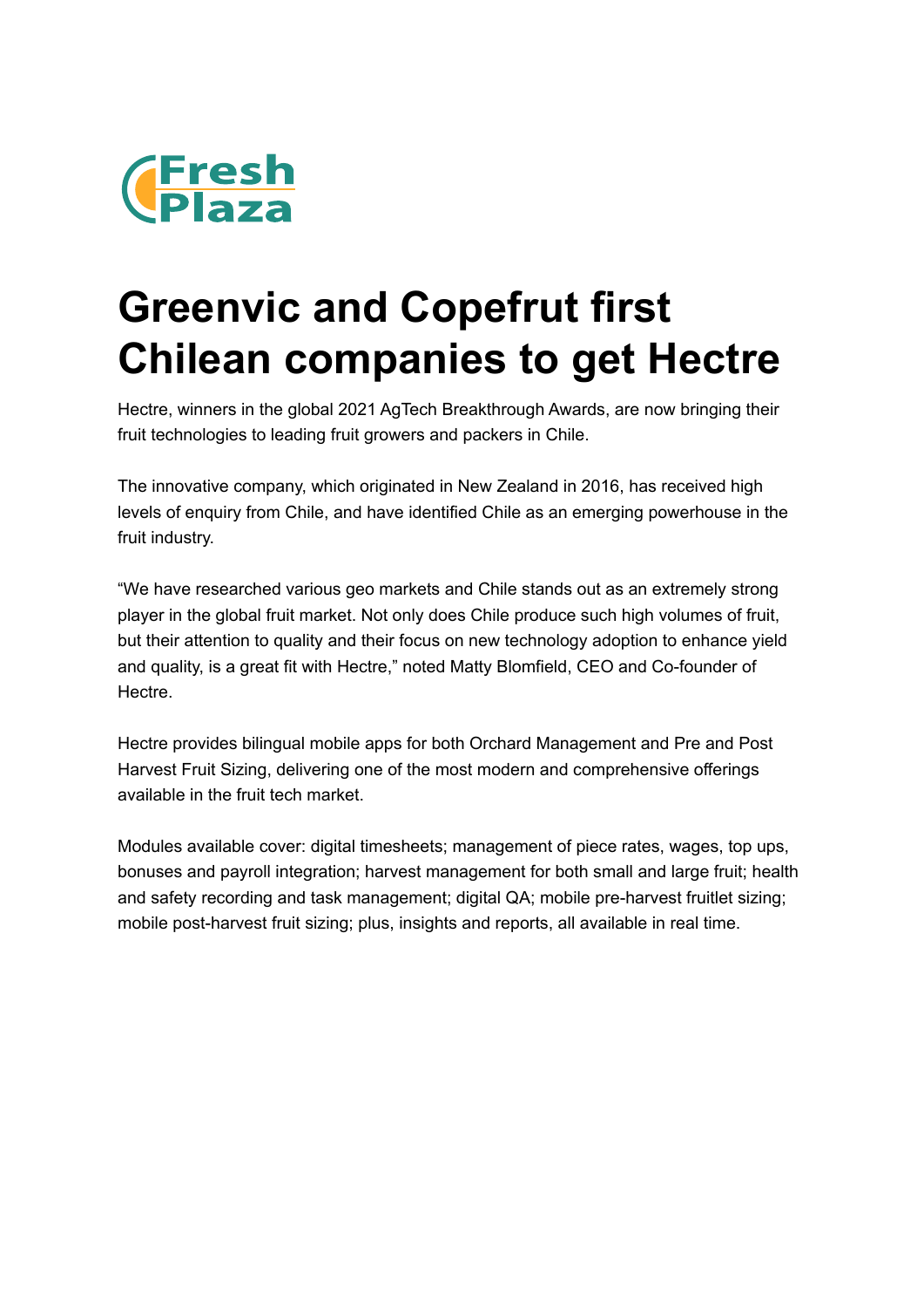Fresh Plaza

# Greenvic and Copefrut first Chilean companies to get Hectre

Hectre, winners in the global 2021 AgTech Breakthrough Awards, are now bringing their fruit technologies to leading fruit growers and packers in Chile.

The innovative company, which originated in New Zealand in 2016, has received high levels of enquiry from Chile, and have identified Chile as an emerging powerhouse in the fruit industry.

“We have researched various geo markets and Chile stands out as an extremely strong player in the global fruit market. Not only does Chile produce such high volumes of fruit, but their attention to quality and their focus on new technology adoption to enhance yield and quality, is a great fit with Hectre,” noted Matty Blomfield, CEO and Co-founder of Hectre.

Hectre provides bilingual mobile apps for both Orchard Management and Pre and Post Harvest Fruit Sizing, delivering one of the most modern and comprehensive offerings available in the fruit tech market.

Modules available cover: digital timesheets; management of piece rates, wages, top ups, bonuses and payroll integration; harvest management for both small and large fruit; health and safety recording and task management; digital QA; mobile pre-harvest fruitlet sizing; mobile post-harvest fruit sizing; plus, insights and reports, all available in real time.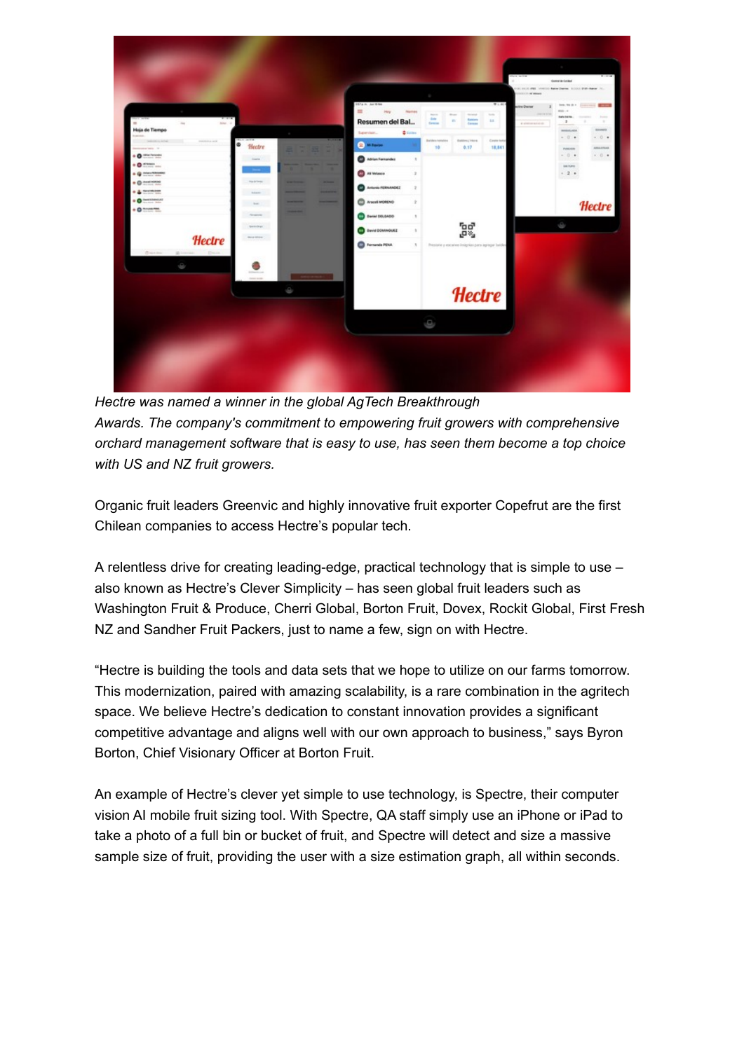*Hectre was named a winner in the global AgTech Breakthrough Awards. The company's commitment to empowering fruit growers with comprehensive orchard management software that is easy to use, has seen them become a top choice with US and NZ fruit growers.*

Organic fruit leaders Greenvic and highly innovative fruit exporter Copefrut are the first Chilean companies to access Hectre's popular tech.

A relentless drive for creating leading-edge, practical technology that is simple to use – also known as Hectre's Clever Simplicity – has seen global fruit leaders such as Washington Fruit & Produce, Cherri Global, Borton Fruit, Dovex, Rockit Global, First Fresh NZ and Sandher Fruit Packers, just to name a few, sign on with Hectre.

"Hectre is building the tools and data sets that we hope to utilize on our farms tomorrow. This modernization, paired with amazing scalability, is a rare combination in the agritech space. We believe Hectre's dedication to constant innovation provides a significant competitive advantage and aligns well with our own approach to business," says Byron Borton, Chief Visionary Officer at Borton Fruit.

An example of Hectre's clever yet simple to use technology, is Spectre, their computer vision AI mobile fruit sizing tool. With Spectre, QA staff simply use an iPhone or iPad to take a photo of a full bin or bucket of fruit, and Spectre will detect and size a massive sample size of fruit, providing the user with a size estimation graph, all within seconds.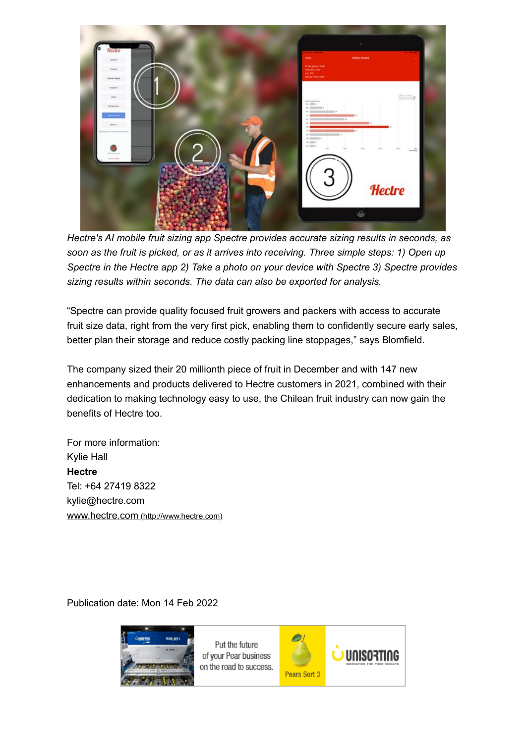*Hectre's AI mobile fruit sizing app Spectre provides accurate sizing results in seconds, as soon as the fruit is picked, or as it arrives into receiving. Three simple steps: 1) Open up Spectre in the Hectre app 2) Take a photo on your device with Spectre 3) Spectre provides sizing results within seconds. The data can also be exported for analysis.*

“Spectre can provide quality focused fruit growers and packers with access to accurate fruit size data, right from the very first pick, enabling them to confidently secure early sales, better plan their storage and reduce costly packing line stoppages,” says Blomfield.

The company sized their 20 millionth piece of fruit in December and with 147 new enhancements and products delivered to Hectre customers in 2021, combined with their dedication to making technology easy to use, the Chilean fruit industry can now gain the benefits of Hectre too.

For more information:
Kylie Hall
**Hectre**
Tel: +64 27419 8322
kylie@hectre.com
www.hectre.com (http://www.hectre.com)

Publication date: Mon 14 Feb 2022